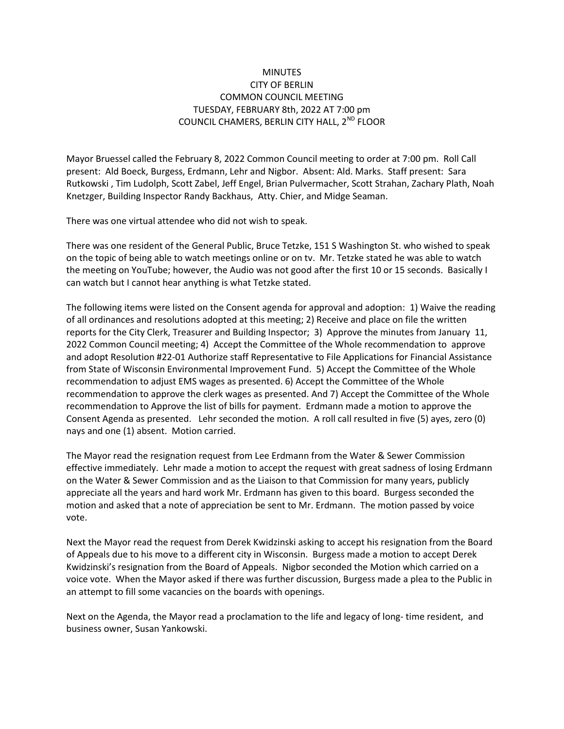# MINUTES
## CITY OF BERLIN
## COMMON COUNCIL MEETING
## TUESDAY, FEBRUARY 8th, 2022 AT 7:00 pm
## COUNCIL CHAMERS, BERLIN CITY HALL, 2ND FLOOR

Mayor Bruessel called the February 8, 2022 Common Council meeting to order at 7:00 pm. Roll Call present: Ald Boeck, Burgess, Erdmann, Lehr and Nigbor. Absent: Ald. Marks. Staff present: Sara Rutkowski , Tim Ludolph, Scott Zabel, Jeff Engel, Brian Pulvermacher, Scott Strahan, Zachary Plath, Noah Knetzger, Building Inspector Randy Backhaus, Atty. Chier, and Midge Seaman.

There was one virtual attendee who did not wish to speak.

There was one resident of the General Public, Bruce Tetzke, 151 S Washington St. who wished to speak on the topic of being able to watch meetings online or on tv. Mr. Tetzke stated he was able to watch the meeting on YouTube; however, the Audio was not good after the first 10 or 15 seconds. Basically I can watch but I cannot hear anything is what Tetzke stated.

The following items were listed on the Consent agenda for approval and adoption: 1) Waive the reading of all ordinances and resolutions adopted at this meeting; 2) Receive and place on file the written reports for the City Clerk, Treasurer and Building Inspector; 3) Approve the minutes from January 11, 2022 Common Council meeting; 4) Accept the Committee of the Whole recommendation to approve and adopt Resolution #22-01 Authorize staff Representative to File Applications for Financial Assistance from State of Wisconsin Environmental Improvement Fund. 5) Accept the Committee of the Whole recommendation to adjust EMS wages as presented. 6) Accept the Committee of the Whole recommendation to approve the clerk wages as presented. And 7) Accept the Committee of the Whole recommendation to Approve the list of bills for payment. Erdmann made a motion to approve the Consent Agenda as presented. Lehr seconded the motion. A roll call resulted in five (5) ayes, zero (0) nays and one (1) absent. Motion carried.

The Mayor read the resignation request from Lee Erdmann from the Water & Sewer Commission effective immediately. Lehr made a motion to accept the request with great sadness of losing Erdmann on the Water & Sewer Commission and as the Liaison to that Commission for many years, publicly appreciate all the years and hard work Mr. Erdmann has given to this board. Burgess seconded the motion and asked that a note of appreciation be sent to Mr. Erdmann. The motion passed by voice vote.

Next the Mayor read the request from Derek Kwidzinski asking to accept his resignation from the Board of Appeals due to his move to a different city in Wisconsin. Burgess made a motion to accept Derek Kwidzinski's resignation from the Board of Appeals. Nigbor seconded the Motion which carried on a voice vote. When the Mayor asked if there was further discussion, Burgess made a plea to the Public in an attempt to fill some vacancies on the boards with openings.

Next on the Agenda, the Mayor read a proclamation to the life and legacy of long- time resident, and business owner, Susan Yankowski.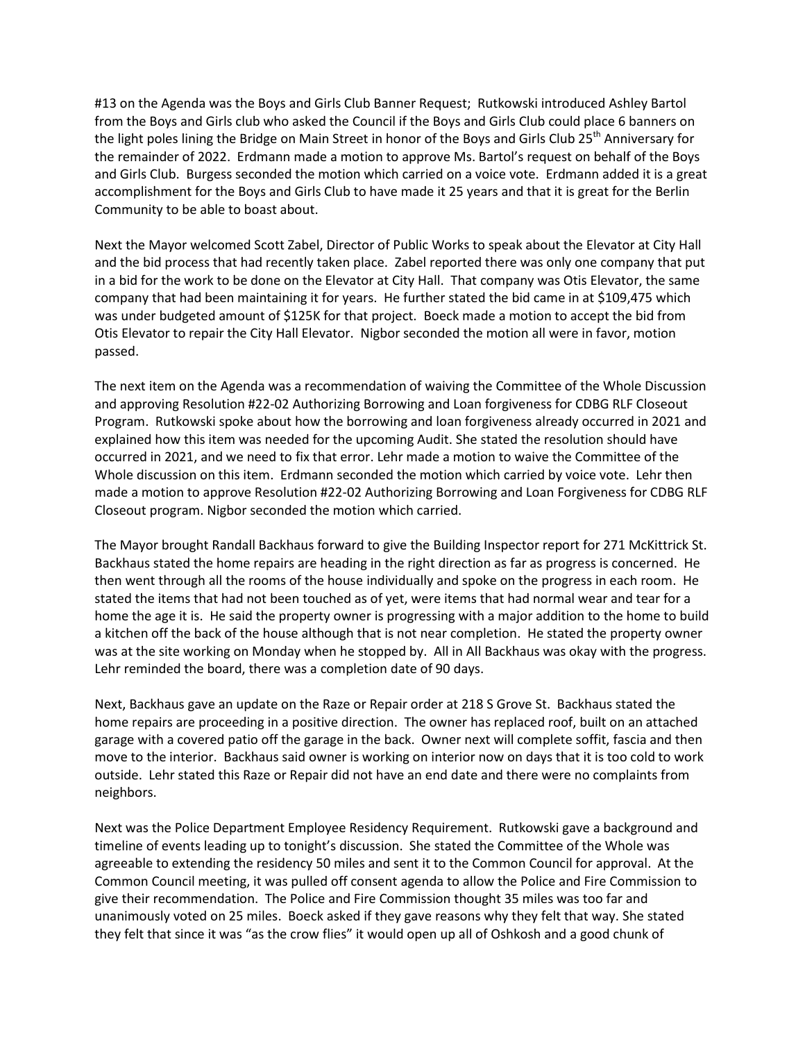#13 on the Agenda was the Boys and Girls Club Banner Request; Rutkowski introduced Ashley Bartol from the Boys and Girls club who asked the Council if the Boys and Girls Club could place 6 banners on the light poles lining the Bridge on Main Street in honor of the Boys and Girls Club 25th Anniversary for the remainder of 2022. Erdmann made a motion to approve Ms. Bartol's request on behalf of the Boys and Girls Club. Burgess seconded the motion which carried on a voice vote. Erdmann added it is a great accomplishment for the Boys and Girls Club to have made it 25 years and that it is great for the Berlin Community to be able to boast about.

Next the Mayor welcomed Scott Zabel, Director of Public Works to speak about the Elevator at City Hall and the bid process that had recently taken place. Zabel reported there was only one company that put in a bid for the work to be done on the Elevator at City Hall. That company was Otis Elevator, the same company that had been maintaining it for years. He further stated the bid came in at $109,475 which was under budgeted amount of $125K for that project. Boeck made a motion to accept the bid from Otis Elevator to repair the City Hall Elevator. Nigbor seconded the motion all were in favor, motion passed.

The next item on the Agenda was a recommendation of waiving the Committee of the Whole Discussion and approving Resolution #22-02 Authorizing Borrowing and Loan forgiveness for CDBG RLF Closeout Program. Rutkowski spoke about how the borrowing and loan forgiveness already occurred in 2021 and explained how this item was needed for the upcoming Audit. She stated the resolution should have occurred in 2021, and we need to fix that error. Lehr made a motion to waive the Committee of the Whole discussion on this item. Erdmann seconded the motion which carried by voice vote. Lehr then made a motion to approve Resolution #22-02 Authorizing Borrowing and Loan Forgiveness for CDBG RLF Closeout program. Nigbor seconded the motion which carried.

The Mayor brought Randall Backhaus forward to give the Building Inspector report for 271 McKittrick St. Backhaus stated the home repairs are heading in the right direction as far as progress is concerned. He then went through all the rooms of the house individually and spoke on the progress in each room. He stated the items that had not been touched as of yet, were items that had normal wear and tear for a home the age it is. He said the property owner is progressing with a major addition to the home to build a kitchen off the back of the house although that is not near completion. He stated the property owner was at the site working on Monday when he stopped by. All in All Backhaus was okay with the progress. Lehr reminded the board, there was a completion date of 90 days.

Next, Backhaus gave an update on the Raze or Repair order at 218 S Grove St. Backhaus stated the home repairs are proceeding in a positive direction. The owner has replaced roof, built on an attached garage with a covered patio off the garage in the back. Owner next will complete soffit, fascia and then move to the interior. Backhaus said owner is working on interior now on days that it is too cold to work outside. Lehr stated this Raze or Repair did not have an end date and there were no complaints from neighbors.

Next was the Police Department Employee Residency Requirement. Rutkowski gave a background and timeline of events leading up to tonight's discussion. She stated the Committee of the Whole was agreeable to extending the residency 50 miles and sent it to the Common Council for approval. At the Common Council meeting, it was pulled off consent agenda to allow the Police and Fire Commission to give their recommendation. The Police and Fire Commission thought 35 miles was too far and unanimously voted on 25 miles. Boeck asked if they gave reasons why they felt that way. She stated they felt that since it was "as the crow flies" it would open up all of Oshkosh and a good chunk of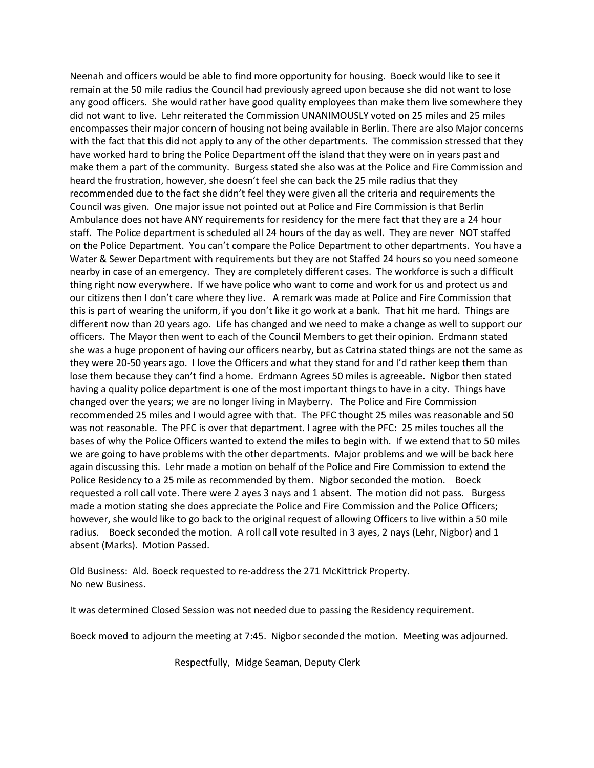Neenah and officers would be able to find more opportunity for housing. Boeck would like to see it remain at the 50 mile radius the Council had previously agreed upon because she did not want to lose any good officers. She would rather have good quality employees than make them live somewhere they did not want to live. Lehr reiterated the Commission UNANIMOUSLY voted on 25 miles and 25 miles encompasses their major concern of housing not being available in Berlin. There are also Major concerns with the fact that this did not apply to any of the other departments. The commission stressed that they have worked hard to bring the Police Department off the island that they were on in years past and make them a part of the community. Burgess stated she also was at the Police and Fire Commission and heard the frustration, however, she doesn't feel she can back the 25 mile radius that they recommended due to the fact she didn't feel they were given all the criteria and requirements the Council was given. One major issue not pointed out at Police and Fire Commission is that Berlin Ambulance does not have ANY requirements for residency for the mere fact that they are a 24 hour staff. The Police department is scheduled all 24 hours of the day as well. They are never NOT staffed on the Police Department. You can't compare the Police Department to other departments. You have a Water & Sewer Department with requirements but they are not Staffed 24 hours so you need someone nearby in case of an emergency. They are completely different cases. The workforce is such a difficult thing right now everywhere. If we have police who want to come and work for us and protect us and our citizens then I don't care where they live. A remark was made at Police and Fire Commission that this is part of wearing the uniform, if you don't like it go work at a bank. That hit me hard. Things are different now than 20 years ago. Life has changed and we need to make a change as well to support our officers. The Mayor then went to each of the Council Members to get their opinion. Erdmann stated she was a huge proponent of having our officers nearby, but as Catrina stated things are not the same as they were 20-50 years ago. I love the Officers and what they stand for and I'd rather keep them than lose them because they can't find a home. Erdmann Agrees 50 miles is agreeable. Nigbor then stated having a quality police department is one of the most important things to have in a city. Things have changed over the years; we are no longer living in Mayberry. The Police and Fire Commission recommended 25 miles and I would agree with that. The PFC thought 25 miles was reasonable and 50 was not reasonable. The PFC is over that department. I agree with the PFC: 25 miles touches all the bases of why the Police Officers wanted to extend the miles to begin with. If we extend that to 50 miles we are going to have problems with the other departments. Major problems and we will be back here again discussing this. Lehr made a motion on behalf of the Police and Fire Commission to extend the Police Residency to a 25 mile as recommended by them. Nigbor seconded the motion. Boeck requested a roll call vote. There were 2 ayes 3 nays and 1 absent. The motion did not pass. Burgess made a motion stating she does appreciate the Police and Fire Commission and the Police Officers; however, she would like to go back to the original request of allowing Officers to live within a 50 mile radius. Boeck seconded the motion. A roll call vote resulted in 3 ayes, 2 nays (Lehr, Nigbor) and 1 absent (Marks). Motion Passed.

Old Business: Ald. Boeck requested to re-address the 271 McKittrick Property.
No new Business.

It was determined Closed Session was not needed due to passing the Residency requirement.

Boeck moved to adjourn the meeting at 7:45. Nigbor seconded the motion. Meeting was adjourned.

Respectfully, Midge Seaman, Deputy Clerk